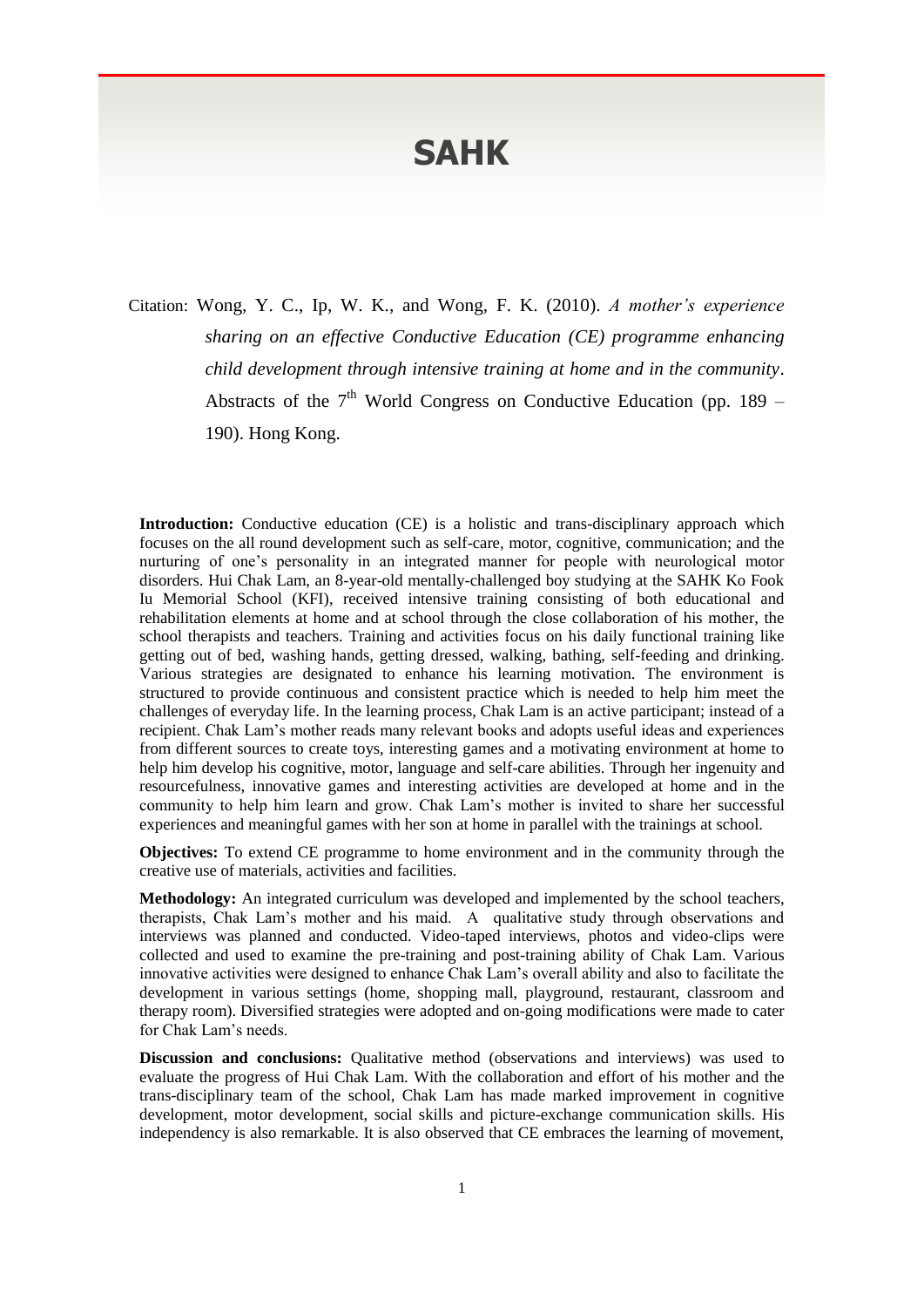# SAHK

Citation: Wong, Y. C., Ip, W. K., and Wong, F. K. (2010). *A mother's experience sharing on an effective Conductive Education (CE) programme enhancing child development through intensive training at home and in the community*. Abstracts of the 7th World Congress on Conductive Education (pp. 189 – 190). Hong Kong.

**Introduction:** Conductive education (CE) is a holistic and trans-disciplinary approach which focuses on the all round development such as self-care, motor, cognitive, communication; and the nurturing of one's personality in an integrated manner for people with neurological motor disorders. Hui Chak Lam, an 8-year-old mentally-challenged boy studying at the SAHK Ko Fook Iu Memorial School (KFI), received intensive training consisting of both educational and rehabilitation elements at home and at school through the close collaboration of his mother, the school therapists and teachers. Training and activities focus on his daily functional training like getting out of bed, washing hands, getting dressed, walking, bathing, self-feeding and drinking. Various strategies are designated to enhance his learning motivation. The environment is structured to provide continuous and consistent practice which is needed to help him meet the challenges of everyday life. In the learning process, Chak Lam is an active participant; instead of a recipient. Chak Lam's mother reads many relevant books and adopts useful ideas and experiences from different sources to create toys, interesting games and a motivating environment at home to help him develop his cognitive, motor, language and self-care abilities. Through her ingenuity and resourcefulness, innovative games and interesting activities are developed at home and in the community to help him learn and grow. Chak Lam's mother is invited to share her successful experiences and meaningful games with her son at home in parallel with the trainings at school.

**Objectives:** To extend CE programme to home environment and in the community through the creative use of materials, activities and facilities.

**Methodology:** An integrated curriculum was developed and implemented by the school teachers, therapists, Chak Lam's mother and his maid. A qualitative study through observations and interviews was planned and conducted. Video-taped interviews, photos and video-clips were collected and used to examine the pre-training and post-training ability of Chak Lam. Various innovative activities were designed to enhance Chak Lam's overall ability and also to facilitate the development in various settings (home, shopping mall, playground, restaurant, classroom and therapy room). Diversified strategies were adopted and on-going modifications were made to cater for Chak Lam's needs.

**Discussion and conclusions:** Qualitative method (observations and interviews) was used to evaluate the progress of Hui Chak Lam. With the collaboration and effort of his mother and the trans-disciplinary team of the school, Chak Lam has made marked improvement in cognitive development, motor development, social skills and picture-exchange communication skills. His independency is also remarkable. It is also observed that CE embraces the learning of movement,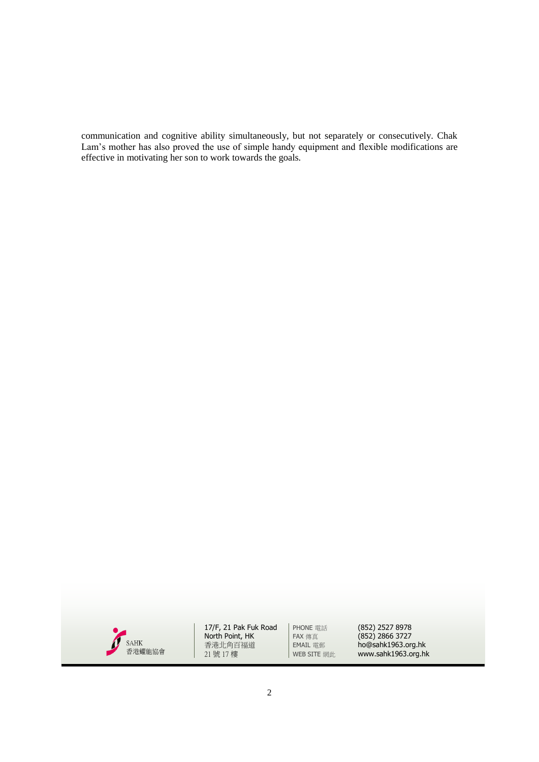communication and cognitive ability simultaneously, but not separately or consecutively. Chak Lam's mother has also proved the use of simple handy equipment and flexible modifications are effective in motivating her son to work towards the goals.